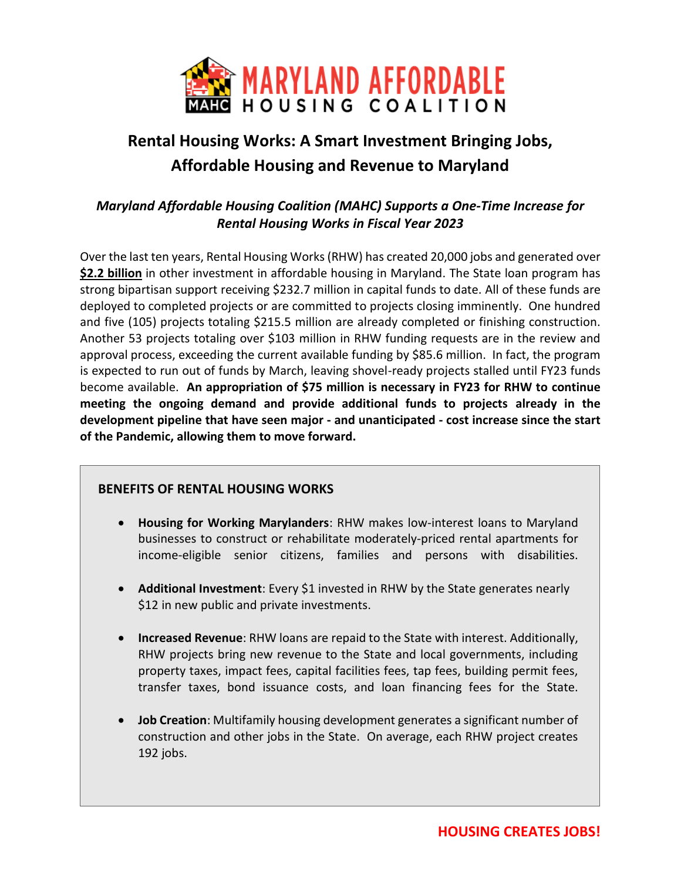MARYLAND AFFORDABLE HOUSING COALITION

# Rental Housing Works: A Smart Investment Bringing Jobs, Affordable Housing and Revenue to Maryland

### *Maryland Affordable Housing Coalition (MAHC) Supports a One-Time Increase for Rental Housing Works in Fiscal Year 2023*

Over the last ten years, Rental Housing Works (RHW) has created 20,000 jobs and generated over **$2.2 billion** in other investment in affordable housing in Maryland. The State loan program has strong bipartisan support receiving $232.7 million in capital funds to date. All of these funds are deployed to completed projects or are committed to projects closing imminently. One hundred and five (105) projects totaling $215.5 million are already completed or finishing construction. Another 53 projects totaling over $103 million in RHW funding requests are in the review and approval process, exceeding the current available funding by $85.6 million. In fact, the program is expected to run out of funds by March, leaving shovel-ready projects stalled until FY23 funds become available. **An appropriation of $75 million is necessary in FY23 for RHW to continue meeting the ongoing demand and provide additional funds to projects already in the development pipeline that have seen major - and unanticipated - cost increase since the start of the Pandemic, allowing them to move forward.**

**BENEFITS OF RENTAL HOUSING WORKS**

- **Housing for Working Marylanders**: RHW makes low-interest loans to Maryland businesses to construct or rehabilitate moderately-priced rental apartments for income-eligible senior citizens, families and persons with disabilities.
- **Additional Investment**: Every $1 invested in RHW by the State generates nearly $12 in new public and private investments.
- **Increased Revenue**: RHW loans are repaid to the State with interest. Additionally, RHW projects bring new revenue to the State and local governments, including property taxes, impact fees, capital facilities fees, tap fees, building permit fees, transfer taxes, bond issuance costs, and loan financing fees for the State.
- **Job Creation**: Multifamily housing development generates a significant number of construction and other jobs in the State. On average, each RHW project creates 192 jobs.

**HOUSING CREATES JOBS!**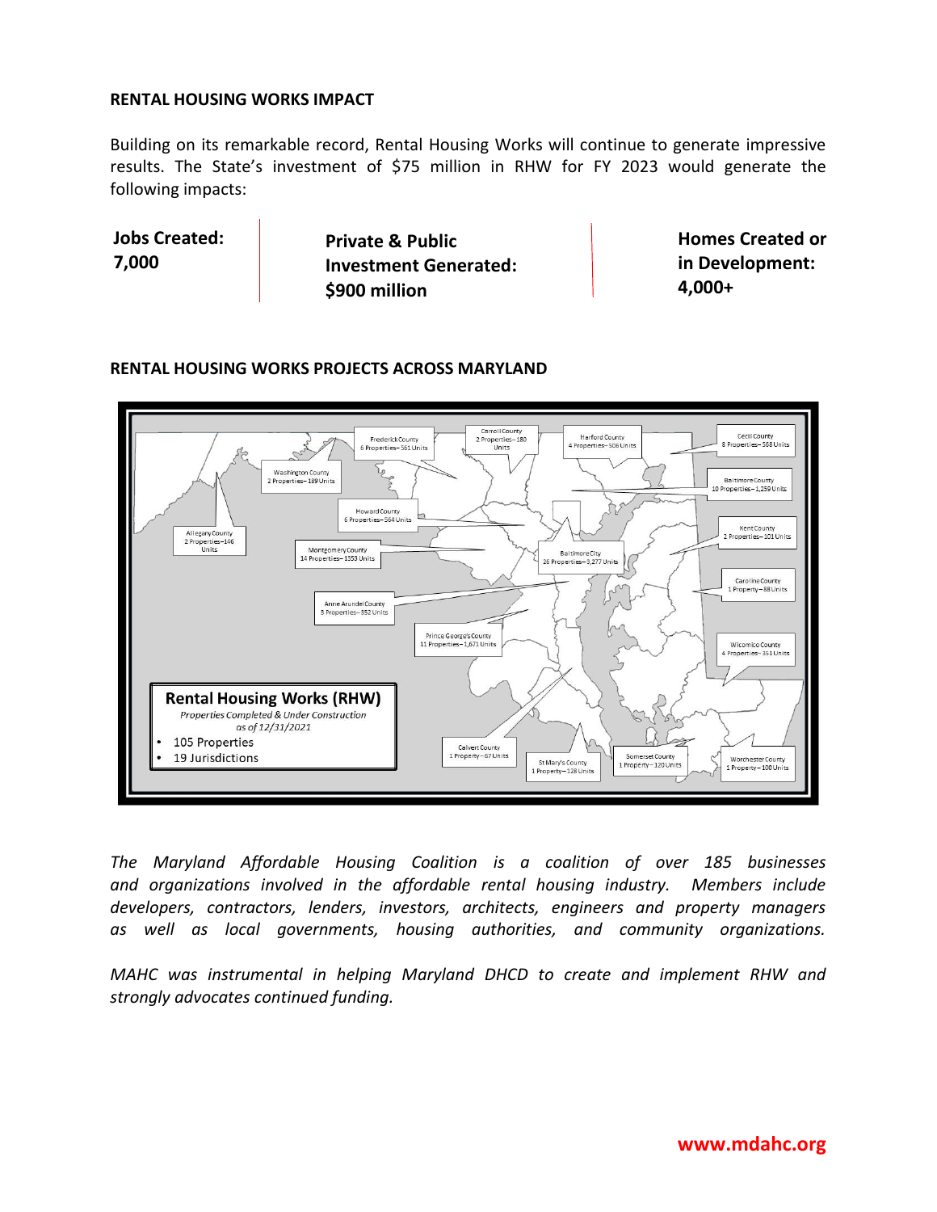## RENTAL HOUSING WORKS IMPACT

Building on its remarkable record, Rental Housing Works will continue to generate impressive results. The State's investment of $75 million in RHW for FY 2023 would generate the following impacts:

**Jobs Created: 7,000**

**Private & Public Investment Generated: $900 million**

**Homes Created or in Development: 4,000+**

## RENTAL HOUSING WORKS PROJECTS ACROSS MARYLAND

Frederick County
6 Properties – 561 Units

Carroll County
2 Properties – 180 Units

Harford County
4 Properties – 506 Units

Cecil County
8 Properties – 568 Units

Washington County
2 Properties – 189 Units

Baltimore County
10 Properties – 1,259 Units

Howard County
6 Properties – 564 Units

Allegany County
2 Properties – 146 Units

Kent County
2 Properties – 101 Units

Montgomery County
14 Properties – 1353 Units

Baltimore City
26 Properties – 3,277 Units

Caroline County
1 Property – 88 Units

Anne Arundel County
3 Properties – 352 Units

Prince George's County
11 Properties – 1,673 Units

Wicomico County
4 Properties – 351 Units

**Rental Housing Works (RHW)**
*Properties Completed & Under Construction as of 12/31/2021*
- 105 Properties
- 19 Jurisdictions

Calvert County
1 Property – 67 Units

St Mary's County
1 Property – 128 Units

Somerset County
1 Property – 120 Units

Worchester County
1 Property – 100 Units

*The Maryland Affordable Housing Coalition is a coalition of over 185 businesses and organizations involved in the affordable rental housing industry. Members include developers, contractors, lenders, investors, architects, engineers and property managers as well as local governments, housing authorities, and community organizations.*

*MAHC was instrumental in helping Maryland DHCD to create and implement RHW and strongly advocates continued funding.*

**www.mdahc.org**